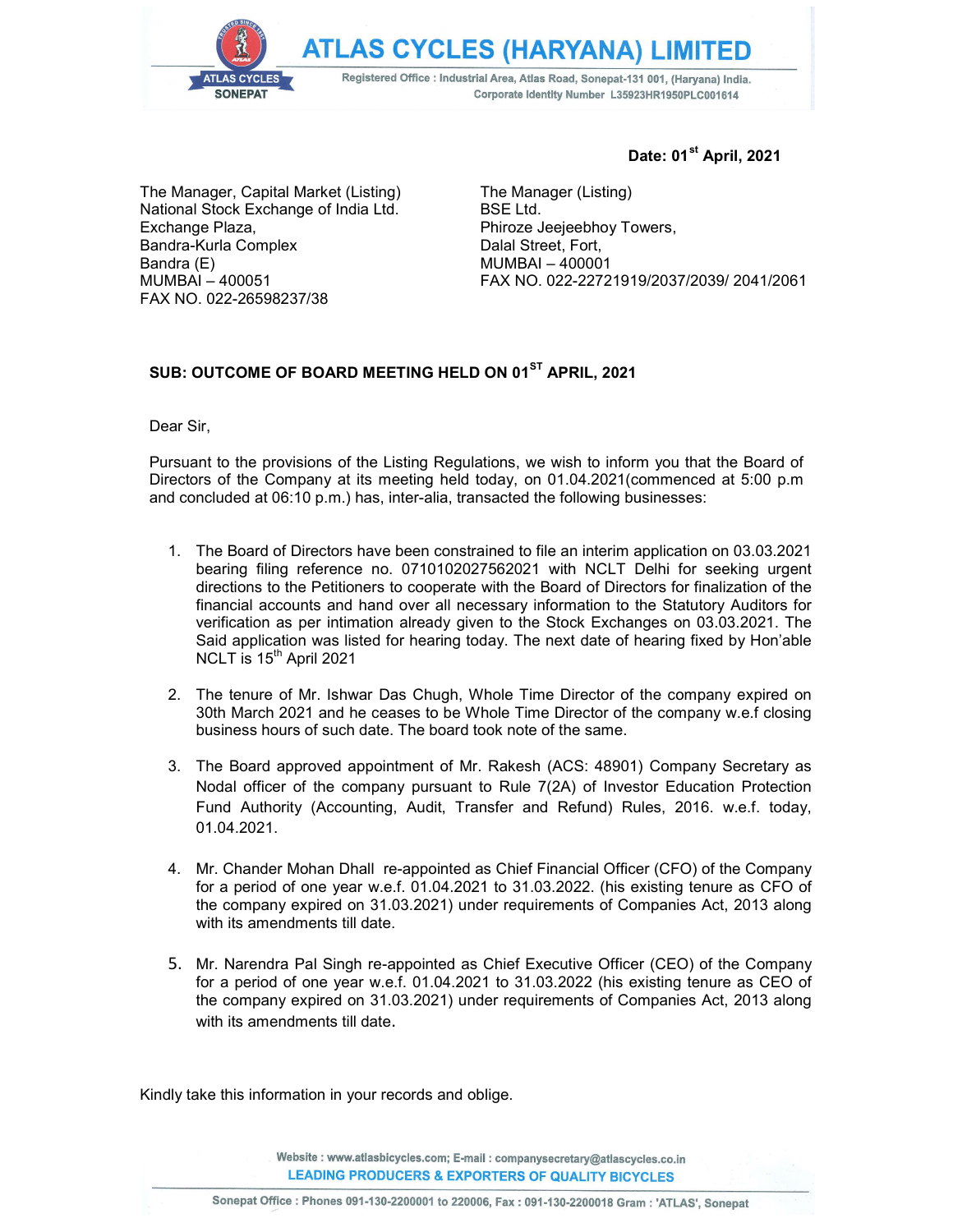# ATLAS CYCLES (HARYANA) LIMITED

Registered Office : Industrial Area, Atlas Road, Sonepat-131 001, (Haryana) India.
Corporate Identity Number L35923HR1950PLC001614

**Date: 01st April, 2021**

The Manager, Capital Market (Listing)
National Stock Exchange of India Ltd.
Exchange Plaza,
Bandra-Kurla Complex
Bandra (E)
MUMBAI – 400051
FAX NO. 022-26598237/38

The Manager (Listing)
BSE Ltd.
Phiroze Jeejeebhoy Towers,
Dalal Street, Fort,
MUMBAI – 400001
FAX NO. 022-22721919/2037/2039/ 2041/2061

**SUB: OUTCOME OF BOARD MEETING HELD ON 01ST APRIL, 2021**

Dear Sir,

Pursuant to the provisions of the Listing Regulations, we wish to inform you that the Board of Directors of the Company at its meeting held today, on 01.04.2021(commenced at 5:00 p.m and concluded at 06:10 p.m.) has, inter-alia, transacted the following businesses:

1. The Board of Directors have been constrained to file an interim application on 03.03.2021 bearing filing reference no. 0710102027562021 with NCLT Delhi for seeking urgent directions to the Petitioners to cooperate with the Board of Directors for finalization of the financial accounts and hand over all necessary information to the Statutory Auditors for verification as per intimation already given to the Stock Exchanges on 03.03.2021. The Said application was listed for hearing today. The next date of hearing fixed by Hon'able NCLT is 15th April 2021

2. The tenure of Mr. Ishwar Das Chugh, Whole Time Director of the company expired on 30th March 2021 and he ceases to be Whole Time Director of the company w.e.f closing business hours of such date. The board took note of the same.

3. The Board approved appointment of Mr. Rakesh (ACS: 48901) Company Secretary as Nodal officer of the company pursuant to Rule 7(2A) of Investor Education Protection Fund Authority (Accounting, Audit, Transfer and Refund) Rules, 2016. w.e.f. today, 01.04.2021.

4. Mr. Chander Mohan Dhall re-appointed as Chief Financial Officer (CFO) of the Company for a period of one year w.e.f. 01.04.2021 to 31.03.2022. (his existing tenure as CFO of the company expired on 31.03.2021) under requirements of Companies Act, 2013 along with its amendments till date.

5. Mr. Narendra Pal Singh re-appointed as Chief Executive Officer (CEO) of the Company for a period of one year w.e.f. 01.04.2021 to 31.03.2022 (his existing tenure as CEO of the company expired on 31.03.2021) under requirements of Companies Act, 2013 along with its amendments till date.

Kindly take this information in your records and oblige.

Website : www.atlasbicycles.com; E-mail : companysecretary@atlascycles.co.in
LEADING PRODUCERS & EXPORTERS OF QUALITY BICYCLES
Sonepat Office : Phones 091-130-2200001 to 220006, Fax : 091-130-2200018 Gram : 'ATLAS', Sonepat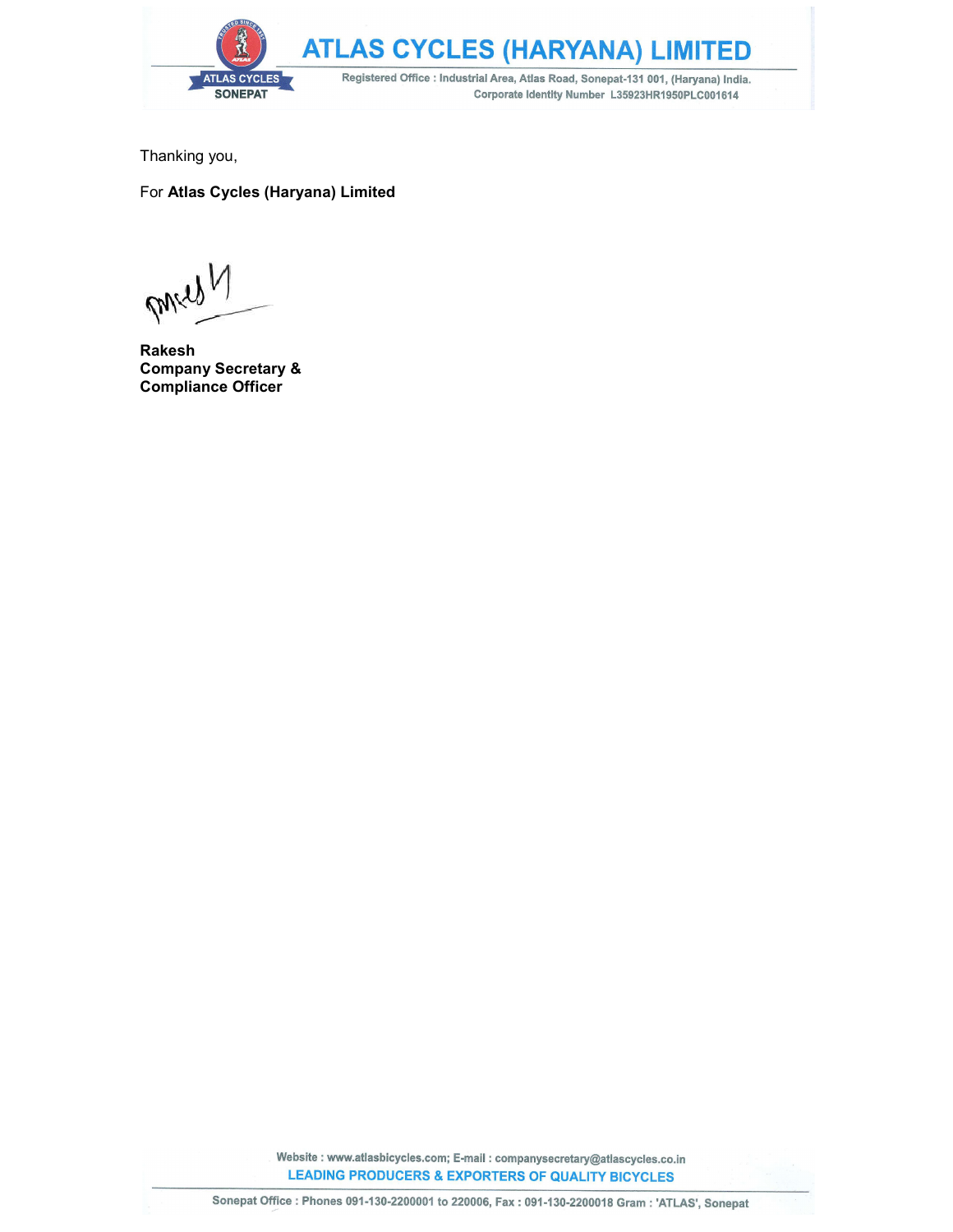Thanking you,

For **Atlas Cycles (Haryana) Limited**

**Rakesh**
**Company Secretary &**
**Compliance Officer**